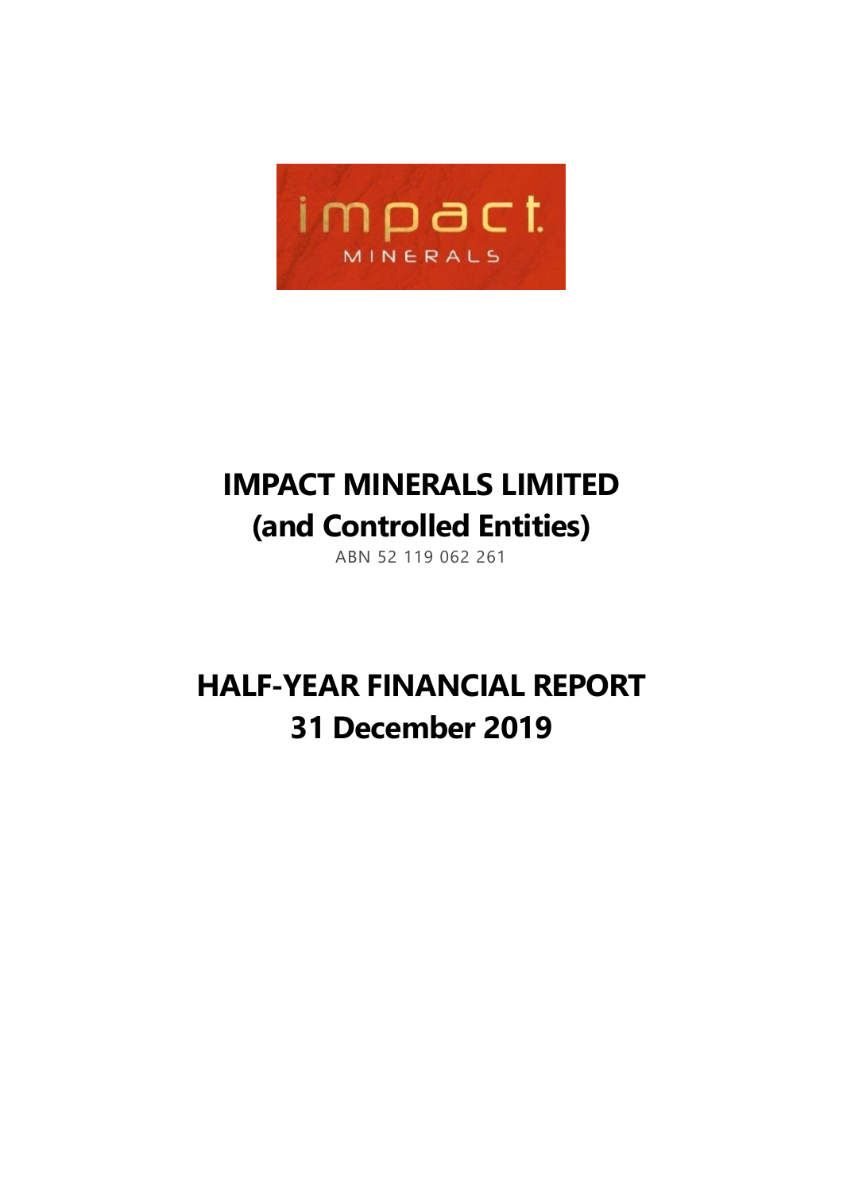# IMPACT MINERALS LIMITED
# (and Controlled Entities)

ABN 52 119 062 261

# HALF-YEAR FINANCIAL REPORT
# 31 December 2019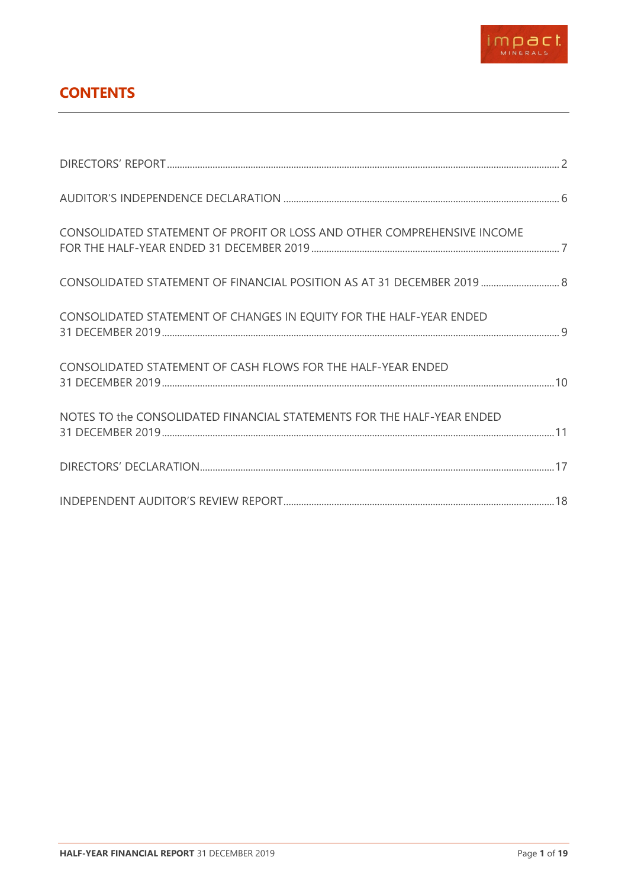# CONTENTS

| | |
|---|---|
| DIRECTORS' REPORT | 2 |
| AUDITOR'S INDEPENDENCE DECLARATION | 6 |
| CONSOLIDATED STATEMENT OF PROFIT OR LOSS AND OTHER COMPREHENSIVE INCOME FOR THE HALF-YEAR ENDED 31 DECEMBER 2019 | 7 |
| CONSOLIDATED STATEMENT OF FINANCIAL POSITION AS AT 31 DECEMBER 2019 | 8 |
| CONSOLIDATED STATEMENT OF CHANGES IN EQUITY FOR THE HALF-YEAR ENDED 31 DECEMBER 2019 | 9 |
| CONSOLIDATED STATEMENT OF CASH FLOWS FOR THE HALF-YEAR ENDED 31 DECEMBER 2019 | 10 |
| NOTES TO the CONSOLIDATED FINANCIAL STATEMENTS FOR THE HALF-YEAR ENDED 31 DECEMBER 2019 | 11 |
| DIRECTORS' DECLARATION | 17 |
| INDEPENDENT AUDITOR'S REVIEW REPORT | 18 |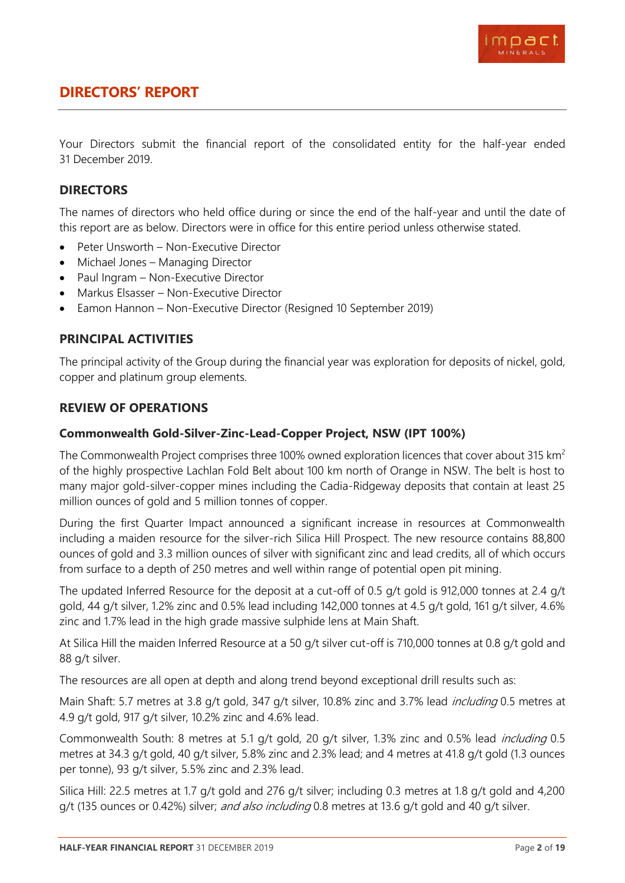# DIRECTORS' REPORT

Your Directors submit the financial report of the consolidated entity for the half-year ended 31 December 2019.

## DIRECTORS

The names of directors who held office during or since the end of the half-year and until the date of this report are as below. Directors were in office for this entire period unless otherwise stated.

- Peter Unsworth – Non-Executive Director
- Michael Jones – Managing Director
- Paul Ingram – Non-Executive Director
- Markus Elsasser – Non-Executive Director
- Eamon Hannon – Non-Executive Director (Resigned 10 September 2019)

## PRINCIPAL ACTIVITIES

The principal activity of the Group during the financial year was exploration for deposits of nickel, gold, copper and platinum group elements.

## REVIEW OF OPERATIONS

### Commonwealth Gold-Silver-Zinc-Lead-Copper Project, NSW (IPT 100%)

The Commonwealth Project comprises three 100% owned exploration licences that cover about 315 km$^2$ of the highly prospective Lachlan Fold Belt about 100 km north of Orange in NSW. The belt is host to many major gold-silver-copper mines including the Cadia-Ridgeway deposits that contain at least 25 million ounces of gold and 5 million tonnes of copper.

During the first Quarter Impact announced a significant increase in resources at Commonwealth including a maiden resource for the silver-rich Silica Hill Prospect. The new resource contains 88,800 ounces of gold and 3.3 million ounces of silver with significant zinc and lead credits, all of which occurs from surface to a depth of 250 metres and well within range of potential open pit mining.

The updated Inferred Resource for the deposit at a cut-off of 0.5 g/t gold is 912,000 tonnes at 2.4 g/t gold, 44 g/t silver, 1.2% zinc and 0.5% lead including 142,000 tonnes at 4.5 g/t gold, 161 g/t silver, 4.6% zinc and 1.7% lead in the high grade massive sulphide lens at Main Shaft.

At Silica Hill the maiden Inferred Resource at a 50 g/t silver cut-off is 710,000 tonnes at 0.8 g/t gold and 88 g/t silver.

The resources are all open at depth and along trend beyond exceptional drill results such as:

Main Shaft: 5.7 metres at 3.8 g/t gold, 347 g/t silver, 10.8% zinc and 3.7% lead *including* 0.5 metres at 4.9 g/t gold, 917 g/t silver, 10.2% zinc and 4.6% lead.

Commonwealth South: 8 metres at 5.1 g/t gold, 20 g/t silver, 1.3% zinc and 0.5% lead *including* 0.5 metres at 34.3 g/t gold, 40 g/t silver, 5.8% zinc and 2.3% lead; and 4 metres at 41.8 g/t gold (1.3 ounces per tonne), 93 g/t silver, 5.5% zinc and 2.3% lead.

Silica Hill: 22.5 metres at 1.7 g/t gold and 276 g/t silver; including 0.3 metres at 1.8 g/t gold and 4,200 g/t (135 ounces or 0.42%) silver; *and also including* 0.8 metres at 13.6 g/t gold and 40 g/t silver.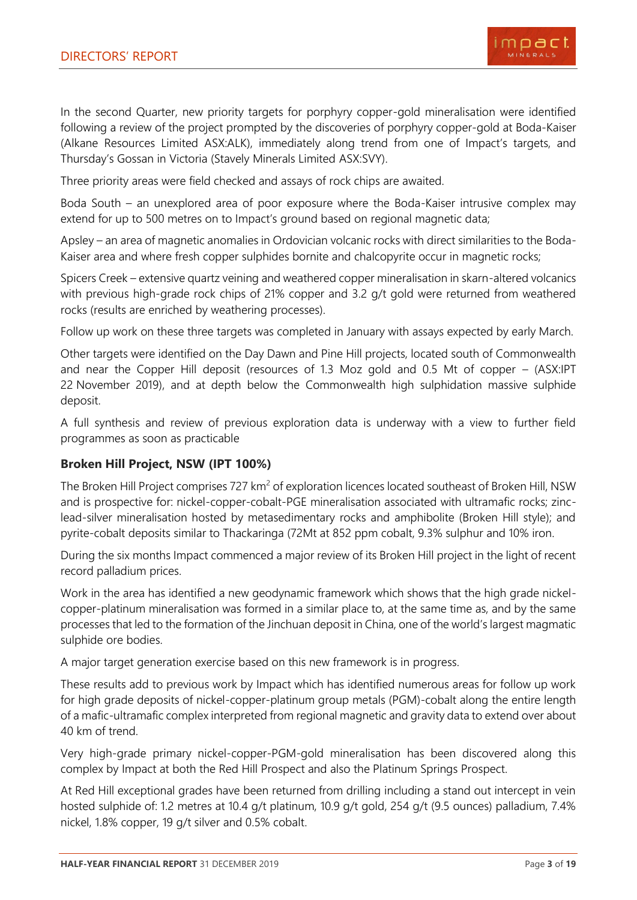In the second Quarter, new priority targets for porphyry copper-gold mineralisation were identified following a review of the project prompted by the discoveries of porphyry copper-gold at Boda-Kaiser (Alkane Resources Limited ASX:ALK), immediately along trend from one of Impact's targets, and Thursday's Gossan in Victoria (Stavely Minerals Limited ASX:SVY).

Three priority areas were field checked and assays of rock chips are awaited.

Boda South – an unexplored area of poor exposure where the Boda-Kaiser intrusive complex may extend for up to 500 metres on to Impact's ground based on regional magnetic data;

Apsley – an area of magnetic anomalies in Ordovician volcanic rocks with direct similarities to the Boda-Kaiser area and where fresh copper sulphides bornite and chalcopyrite occur in magnetic rocks;

Spicers Creek – extensive quartz veining and weathered copper mineralisation in skarn-altered volcanics with previous high-grade rock chips of 21% copper and 3.2 g/t gold were returned from weathered rocks (results are enriched by weathering processes).

Follow up work on these three targets was completed in January with assays expected by early March.

Other targets were identified on the Day Dawn and Pine Hill projects, located south of Commonwealth and near the Copper Hill deposit (resources of 1.3 Moz gold and 0.5 Mt of copper – (ASX:IPT 22 November 2019), and at depth below the Commonwealth high sulphidation massive sulphide deposit.

A full synthesis and review of previous exploration data is underway with a view to further field programmes as soon as practicable

### Broken Hill Project, NSW (IPT 100%)

The Broken Hill Project comprises 727 km$^2$ of exploration licences located southeast of Broken Hill, NSW and is prospective for: nickel-copper-cobalt-PGE mineralisation associated with ultramafic rocks; zinc-lead-silver mineralisation hosted by metasedimentary rocks and amphibolite (Broken Hill style); and pyrite-cobalt deposits similar to Thackaringa (72Mt at 852 ppm cobalt, 9.3% sulphur and 10% iron.

During the six months Impact commenced a major review of its Broken Hill project in the light of recent record palladium prices.

Work in the area has identified a new geodynamic framework which shows that the high grade nickel-copper-platinum mineralisation was formed in a similar place to, at the same time as, and by the same processes that led to the formation of the Jinchuan deposit in China, one of the world's largest magmatic sulphide ore bodies.

A major target generation exercise based on this new framework is in progress.

These results add to previous work by Impact which has identified numerous areas for follow up work for high grade deposits of nickel-copper-platinum group metals (PGM)-cobalt along the entire length of a mafic-ultramafic complex interpreted from regional magnetic and gravity data to extend over about 40 km of trend.

Very high-grade primary nickel-copper-PGM-gold mineralisation has been discovered along this complex by Impact at both the Red Hill Prospect and also the Platinum Springs Prospect.

At Red Hill exceptional grades have been returned from drilling including a stand out intercept in vein hosted sulphide of: 1.2 metres at 10.4 g/t platinum, 10.9 g/t gold, 254 g/t (9.5 ounces) palladium, 7.4% nickel, 1.8% copper, 19 g/t silver and 0.5% cobalt.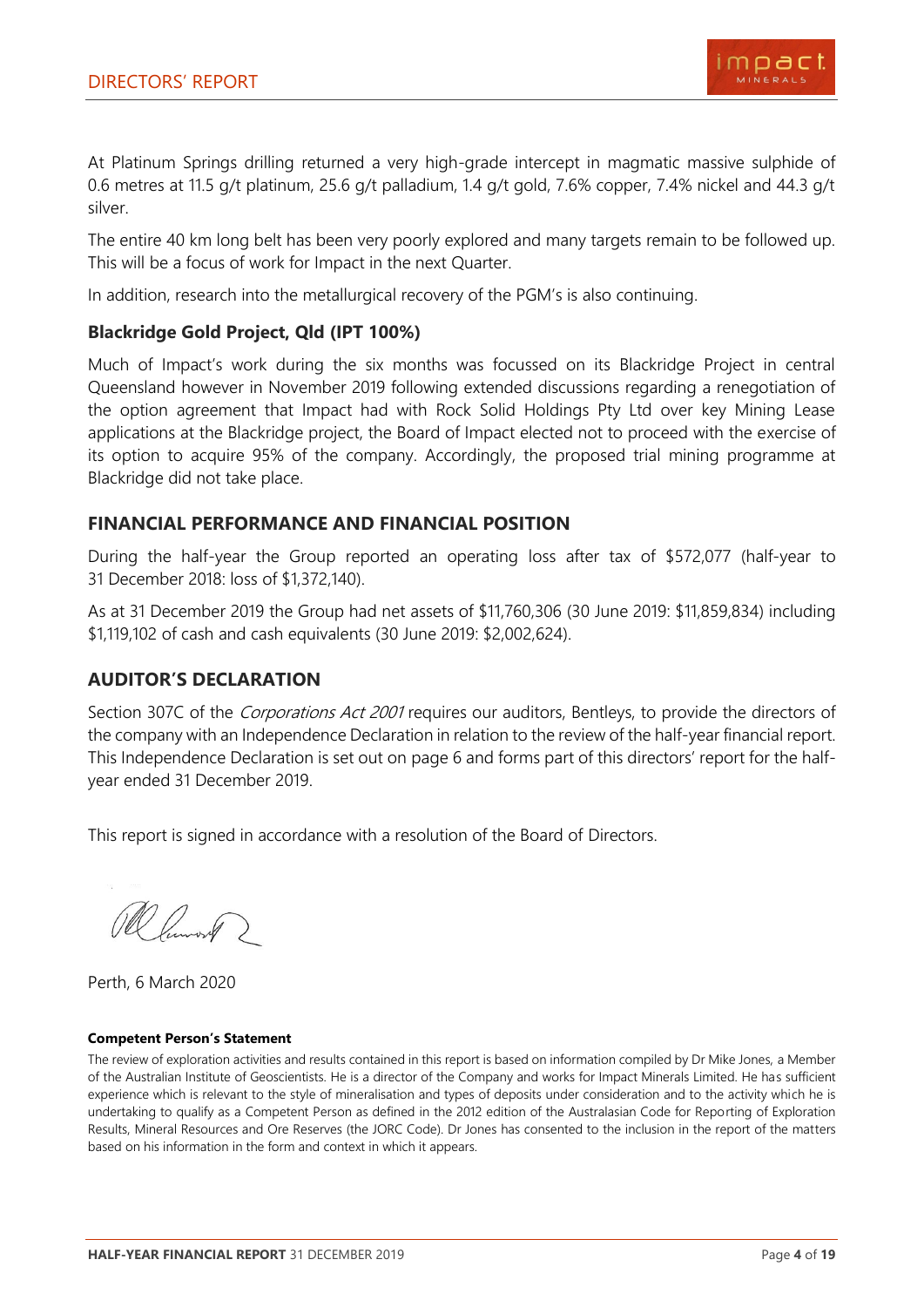At Platinum Springs drilling returned a very high-grade intercept in magmatic massive sulphide of 0.6 metres at 11.5 g/t platinum, 25.6 g/t palladium, 1.4 g/t gold, 7.6% copper, 7.4% nickel and 44.3 g/t silver.

The entire 40 km long belt has been very poorly explored and many targets remain to be followed up. This will be a focus of work for Impact in the next Quarter.

In addition, research into the metallurgical recovery of the PGM's is also continuing.

### Blackridge Gold Project, Qld (IPT 100%)

Much of Impact's work during the six months was focussed on its Blackridge Project in central Queensland however in November 2019 following extended discussions regarding a renegotiation of the option agreement that Impact had with Rock Solid Holdings Pty Ltd over key Mining Lease applications at the Blackridge project, the Board of Impact elected not to proceed with the exercise of its option to acquire 95% of the company. Accordingly, the proposed trial mining programme at Blackridge did not take place.

## FINANCIAL PERFORMANCE AND FINANCIAL POSITION

During the half-year the Group reported an operating loss after tax of $572,077 (half-year to 31 December 2018: loss of $1,372,140).

As at 31 December 2019 the Group had net assets of $11,760,306 (30 June 2019: $11,859,834) including $1,119,102 of cash and cash equivalents (30 June 2019: $2,002,624).

## AUDITOR'S DECLARATION

Section 307C of the *Corporations Act 2001* requires our auditors, Bentleys, to provide the directors of the company with an Independence Declaration in relation to the review of the half-year financial report. This Independence Declaration is set out on page 6 and forms part of this directors' report for the half-year ended 31 December 2019.

This report is signed in accordance with a resolution of the Board of Directors.

Perth, 6 March 2020

**Competent Person's Statement**

The review of exploration activities and results contained in this report is based on information compiled by Dr Mike Jones, a Member of the Australian Institute of Geoscientists. He is a director of the Company and works for Impact Minerals Limited. He has sufficient experience which is relevant to the style of mineralisation and types of deposits under consideration and to the activity which he is undertaking to qualify as a Competent Person as defined in the 2012 edition of the Australasian Code for Reporting of Exploration Results, Mineral Resources and Ore Reserves (the JORC Code). Dr Jones has consented to the inclusion in the report of the matters based on his information in the form and context in which it appears.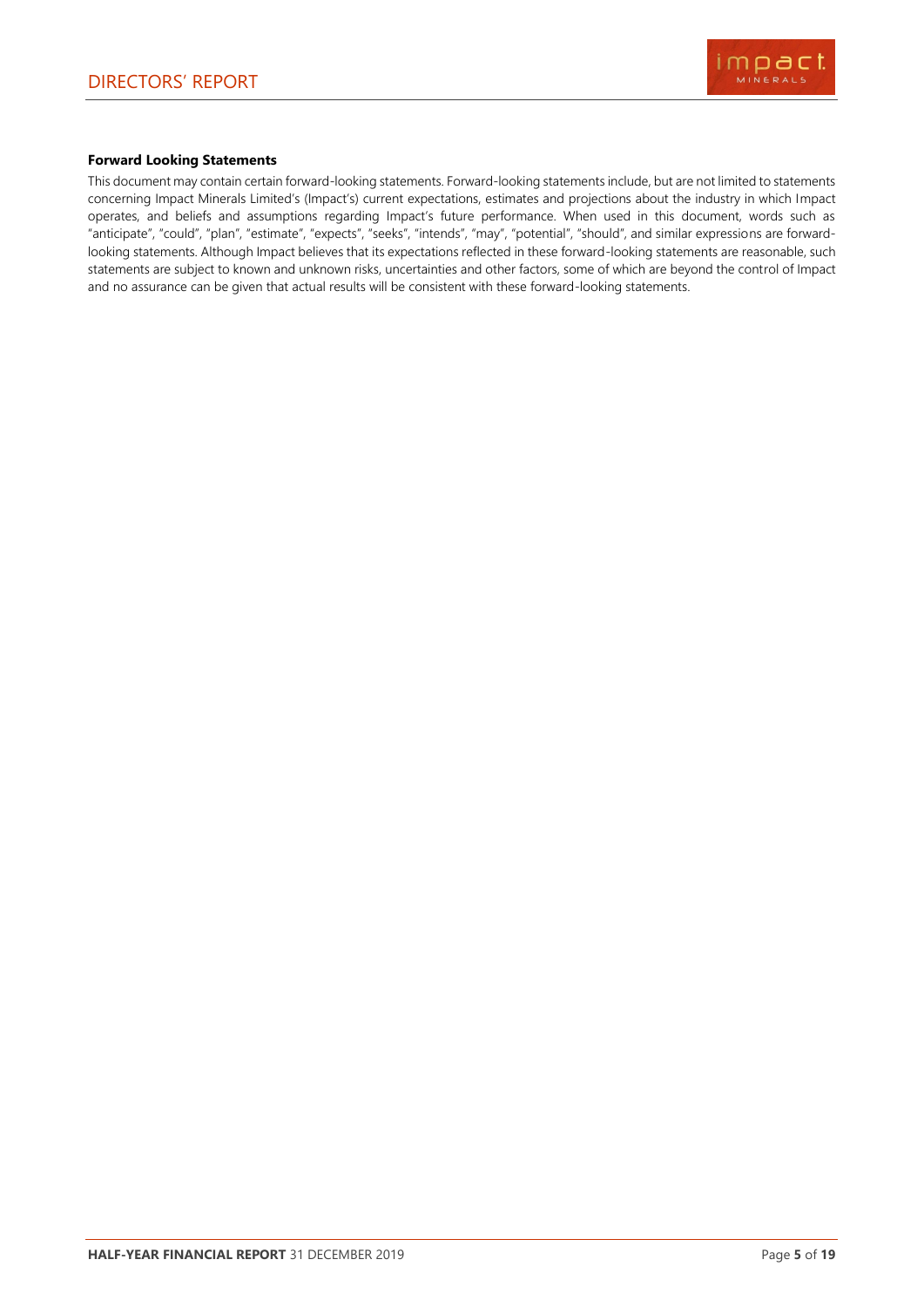**Forward Looking Statements**

This document may contain certain forward-looking statements. Forward-looking statements include, but are not limited to statements concerning Impact Minerals Limited's (Impact's) current expectations, estimates and projections about the industry in which Impact operates, and beliefs and assumptions regarding Impact's future performance. When used in this document, words such as "anticipate", "could", "plan", "estimate", "expects", "seeks", "intends", "may", "potential", "should", and similar expressions are forward-looking statements. Although Impact believes that its expectations reflected in these forward-looking statements are reasonable, such statements are subject to known and unknown risks, uncertainties and other factors, some of which are beyond the control of Impact and no assurance can be given that actual results will be consistent with these forward-looking statements.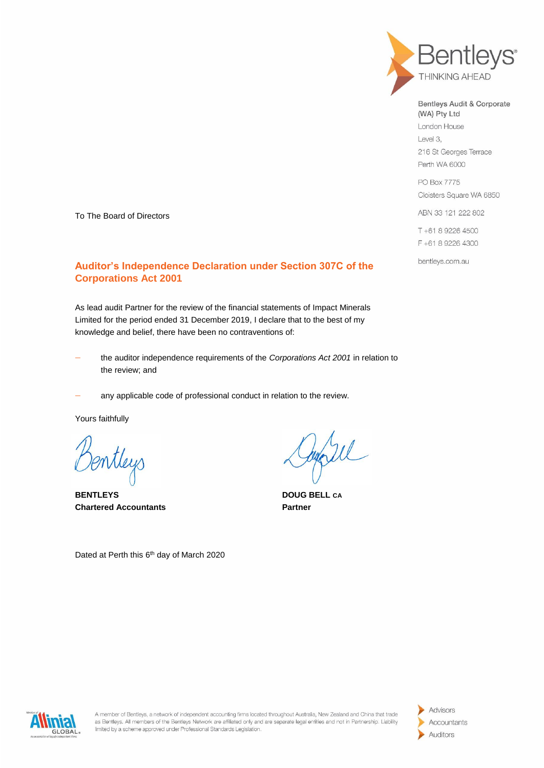Bentleys
THINKING AHEAD

Bentleys Audit & Corporate (WA) Pty Ltd
London House
Level 3,
216 St Georges Terrace
Perth WA 6000

PO Box 7775
Cloisters Square WA 6850

ABN 33 121 222 802

T +61 8 9226 4500
F +61 8 9226 4300

bentleys.com.au

To The Board of Directors

## Auditor's Independence Declaration under Section 307C of the Corporations Act 2001

As lead audit Partner for the review of the financial statements of Impact Minerals Limited for the period ended 31 December 2019, I declare that to the best of my knowledge and belief, there have been no contraventions of:

- the auditor independence requirements of the *Corporations Act 2001* in relation to the review; and
- any applicable code of professional conduct in relation to the review.

Yours faithfully

**BENTLEYS**
**Chartered Accountants**

**DOUG BELL CA**
**Partner**

Dated at Perth this 6th day of March 2020

A member of Bentleys, a network of independent accounting firms located throughout Australia, New Zealand and China that trade as Bentleys. All members of the Bentleys Network are affiliated only and are separate legal entities and not in Partnership. Liability limited by a scheme approved under Professional Standards Legislation.

Advisors
Accountants
Auditors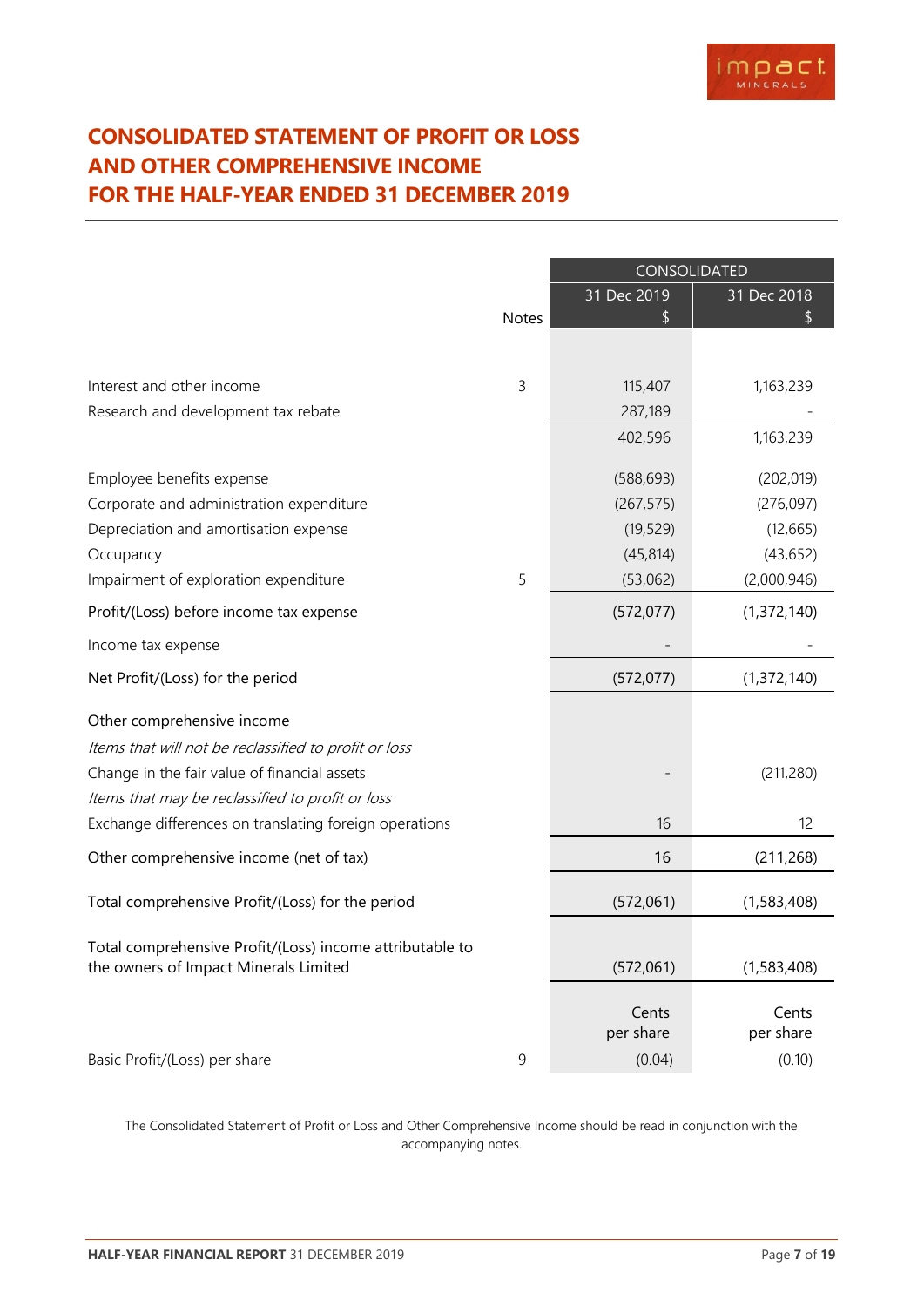# CONSOLIDATED STATEMENT OF PROFIT OR LOSS AND OTHER COMPREHENSIVE INCOME FOR THE HALF-YEAR ENDED 31 DECEMBER 2019

| | Notes | CONSOLIDATED | |
|---|---|---|---|
| | | 31 Dec 2019 $ | 31 Dec 2018 $ |
| Interest and other income | 3 | 115,407 | 1,163,239 |
| Research and development tax rebate | | 287,189 | - |
| | | 402,596 | 1,163,239 |
| Employee benefits expense | | (588,693) | (202,019) |
| Corporate and administration expenditure | | (267,575) | (276,097) |
| Depreciation and amortisation expense | | (19,529) | (12,665) |
| Occupancy | | (45,814) | (43,652) |
| Impairment of exploration expenditure | 5 | (53,062) | (2,000,946) |
| Profit/(Loss) before income tax expense | | (572,077) | (1,372,140) |
| Income tax expense | | - | - |
| Net Profit/(Loss) for the period | | (572,077) | (1,372,140) |
| Other comprehensive income | | | |
| *Items that will not be reclassified to profit or loss* | | | |
| Change in the fair value of financial assets | | - | (211,280) |
| *Items that may be reclassified to profit or loss* | | | |
| Exchange differences on translating foreign operations | | 16 | 12 |
| Other comprehensive income (net of tax) | | 16 | (211,268) |
| Total comprehensive Profit/(Loss) for the period | | (572,061) | (1,583,408) |
| Total comprehensive Profit/(Loss) income attributable to the owners of Impact Minerals Limited | | (572,061) | (1,583,408) |
| | | Cents per share | Cents per share |
| Basic Profit/(Loss) per share | 9 | (0.04) | (0.10) |

The Consolidated Statement of Profit or Loss and Other Comprehensive Income should be read in conjunction with the accompanying notes.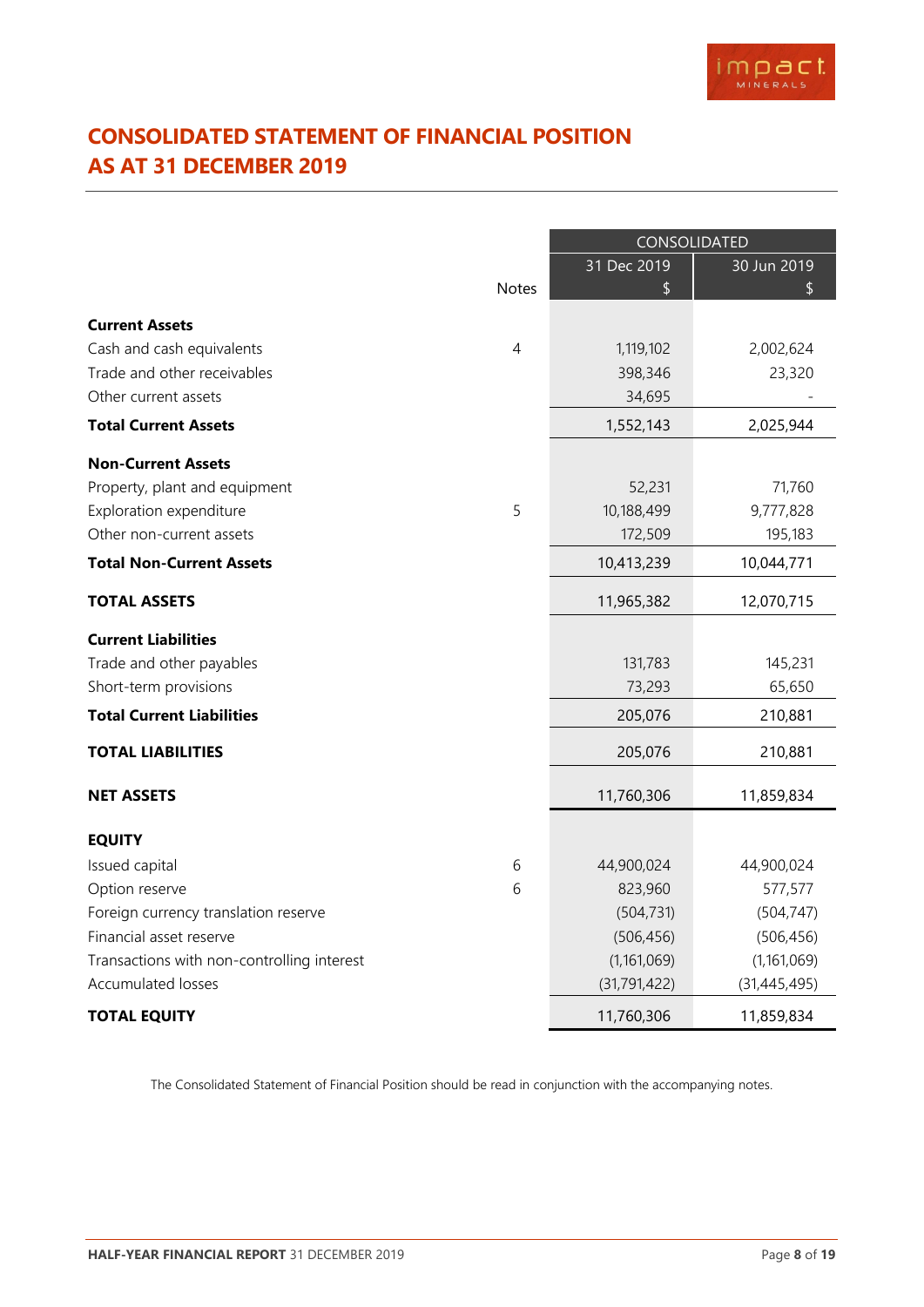# CONSOLIDATED STATEMENT OF FINANCIAL POSITION AS AT 31 DECEMBER 2019

| | Notes | CONSOLIDATED 31 Dec 2019 $ | 30 Jun 2019 $ |
|---|---|---|---|
| **Current Assets** | | | |
| Cash and cash equivalents | 4 | 1,119,102 | 2,002,624 |
| Trade and other receivables | | 398,346 | 23,320 |
| Other current assets | | 34,695 | - |
| **Total Current Assets** | | 1,552,143 | 2,025,944 |
| **Non-Current Assets** | | | |
| Property, plant and equipment | | 52,231 | 71,760 |
| Exploration expenditure | 5 | 10,188,499 | 9,777,828 |
| Other non-current assets | | 172,509 | 195,183 |
| **Total Non-Current Assets** | | 10,413,239 | 10,044,771 |
| **TOTAL ASSETS** | | 11,965,382 | 12,070,715 |
| **Current Liabilities** | | | |
| Trade and other payables | | 131,783 | 145,231 |
| Short-term provisions | | 73,293 | 65,650 |
| **Total Current Liabilities** | | 205,076 | 210,881 |
| **TOTAL LIABILITIES** | | 205,076 | 210,881 |
| **NET ASSETS** | | 11,760,306 | 11,859,834 |
| **EQUITY** | | | |
| Issued capital | 6 | 44,900,024 | 44,900,024 |
| Option reserve | 6 | 823,960 | 577,577 |
| Foreign currency translation reserve | | (504,731) | (504,747) |
| Financial asset reserve | | (506,456) | (506,456) |
| Transactions with non-controlling interest | | (1,161,069) | (1,161,069) |
| Accumulated losses | | (31,791,422) | (31,445,495) |
| **TOTAL EQUITY** | | 11,760,306 | 11,859,834 |

The Consolidated Statement of Financial Position should be read in conjunction with the accompanying notes.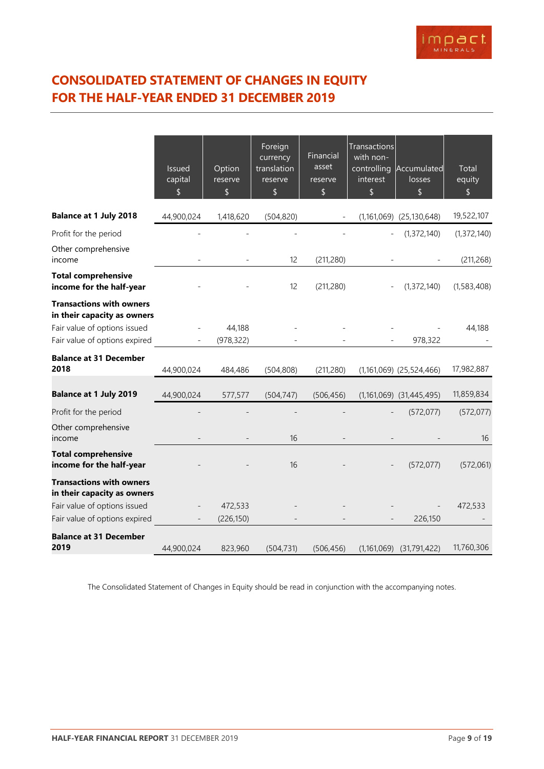# CONSOLIDATED STATEMENT OF CHANGES IN EQUITY FOR THE HALF-YEAR ENDED 31 DECEMBER 2019

| | Issued capital $ | Option reserve $ | Foreign currency translation reserve $ | Financial asset reserve $ | Transactions with non-controlling interest $ | Accumulated losses $ | Total equity $ |
|---|---|---|---|---|---|---|---|
| **Balance at 1 July 2018** | 44,900,024 | 1,418,620 | (504,820) | - | (1,161,069) | (25,130,648) | 19,522,107 |
| Profit for the period | - | - | - | - | - | (1,372,140) | (1,372,140) |
| Other comprehensive income | - | - | 12 | (211,280) | - | - | (211,268) |
| **Total comprehensive income for the half-year** | - | - | 12 | (211,280) | - | (1,372,140) | (1,583,408) |
| **Transactions with owners in their capacity as owners** | | | | | | | |
| Fair value of options issued | - | 44,188 | - | - | - | - | 44,188 |
| Fair value of options expired | - | (978,322) | - | - | - | 978,322 | - |
| **Balance at 31 December 2018** | 44,900,024 | 484,486 | (504,808) | (211,280) | (1,161,069) | (25,524,466) | 17,982,887 |
| **Balance at 1 July 2019** | 44,900,024 | 577,577 | (504,747) | (506,456) | (1,161,069) | (31,445,495) | 11,859,834 |
| Profit for the period | - | - | - | - | - | (572,077) | (572,077) |
| Other comprehensive income | - | - | 16 | - | - | - | 16 |
| **Total comprehensive income for the half-year** | - | - | 16 | - | - | (572,077) | (572,061) |
| **Transactions with owners in their capacity as owners** | | | | | | | |
| Fair value of options issued | - | 472,533 | - | - | - | - | 472,533 |
| Fair value of options expired | - | (226,150) | - | - | - | 226,150 | - |
| **Balance at 31 December 2019** | 44,900,024 | 823,960 | (504,731) | (506,456) | (1,161,069) | (31,791,422) | 11,760,306 |

The Consolidated Statement of Changes in Equity should be read in conjunction with the accompanying notes.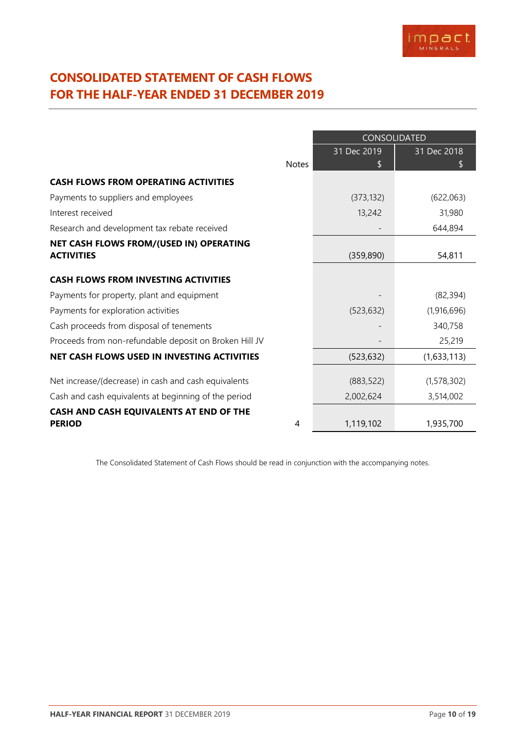# CONSOLIDATED STATEMENT OF CASH FLOWS
# FOR THE HALF-YEAR ENDED 31 DECEMBER 2019

| | Notes | CONSOLIDATED | |
|---|---|---|---|
| | | 31 Dec 2019 $ | 31 Dec 2018 $ |
| **CASH FLOWS FROM OPERATING ACTIVITIES** | | | |
| Payments to suppliers and employees | | (373,132) | (622,063) |
| Interest received | | 13,242 | 31,980 |
| Research and development tax rebate received | | - | 644,894 |
| **NET CASH FLOWS FROM/(USED IN) OPERATING ACTIVITIES** | | (359,890) | 54,811 |
| **CASH FLOWS FROM INVESTING ACTIVITIES** | | | |
| Payments for property, plant and equipment | | - | (82,394) |
| Payments for exploration activities | | (523,632) | (1,916,696) |
| Cash proceeds from disposal of tenements | | - | 340,758 |
| Proceeds from non-refundable deposit on Broken Hill JV | | - | 25,219 |
| **NET CASH FLOWS USED IN INVESTING ACTIVITIES** | | (523,632) | (1,633,113) |
| Net increase/(decrease) in cash and cash equivalents | | (883,522) | (1,578,302) |
| Cash and cash equivalents at beginning of the period | | 2,002,624 | 3,514,002 |
| **CASH AND CASH EQUIVALENTS AT END OF THE PERIOD** | 4 | 1,119,102 | 1,935,700 |

The Consolidated Statement of Cash Flows should be read in conjunction with the accompanying notes.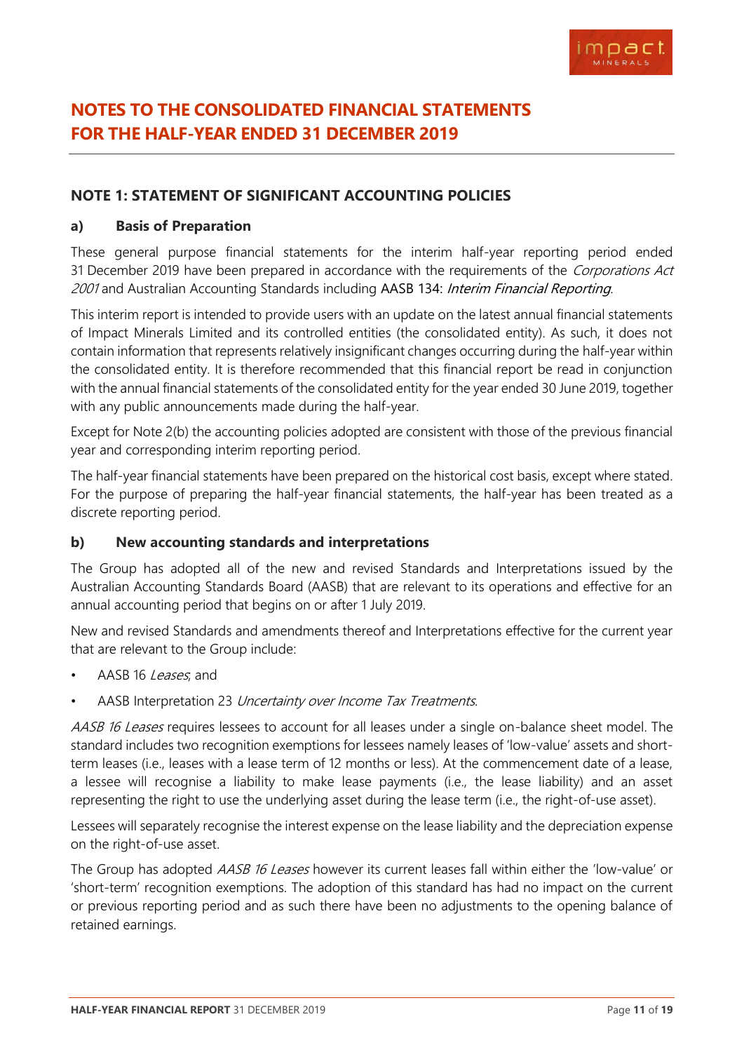# NOTES TO THE CONSOLIDATED FINANCIAL STATEMENTS FOR THE HALF-YEAR ENDED 31 DECEMBER 2019

## NOTE 1: STATEMENT OF SIGNIFICANT ACCOUNTING POLICIES

### a) Basis of Preparation

These general purpose financial statements for the interim half-year reporting period ended 31 December 2019 have been prepared in accordance with the requirements of the *Corporations Act 2001* and Australian Accounting Standards including AASB 134: *Interim Financial Reporting*.

This interim report is intended to provide users with an update on the latest annual financial statements of Impact Minerals Limited and its controlled entities (the consolidated entity). As such, it does not contain information that represents relatively insignificant changes occurring during the half-year within the consolidated entity. It is therefore recommended that this financial report be read in conjunction with the annual financial statements of the consolidated entity for the year ended 30 June 2019, together with any public announcements made during the half-year.

Except for Note 2(b) the accounting policies adopted are consistent with those of the previous financial year and corresponding interim reporting period.

The half-year financial statements have been prepared on the historical cost basis, except where stated. For the purpose of preparing the half-year financial statements, the half-year has been treated as a discrete reporting period.

### b) New accounting standards and interpretations

The Group has adopted all of the new and revised Standards and Interpretations issued by the Australian Accounting Standards Board (AASB) that are relevant to its operations and effective for an annual accounting period that begins on or after 1 July 2019.

New and revised Standards and amendments thereof and Interpretations effective for the current year that are relevant to the Group include:

- AASB 16 *Leases*; and
- AASB Interpretation 23 *Uncertainty over Income Tax Treatments*.

*AASB 16 Leases* requires lessees to account for all leases under a single on-balance sheet model. The standard includes two recognition exemptions for lessees namely leases of 'low-value' assets and short-term leases (i.e., leases with a lease term of 12 months or less). At the commencement date of a lease, a lessee will recognise a liability to make lease payments (i.e., the lease liability) and an asset representing the right to use the underlying asset during the lease term (i.e., the right-of-use asset).

Lessees will separately recognise the interest expense on the lease liability and the depreciation expense on the right-of-use asset.

The Group has adopted *AASB 16 Leases* however its current leases fall within either the 'low-value' or 'short-term' recognition exemptions. The adoption of this standard has had no impact on the current or previous reporting period and as such there have been no adjustments to the opening balance of retained earnings.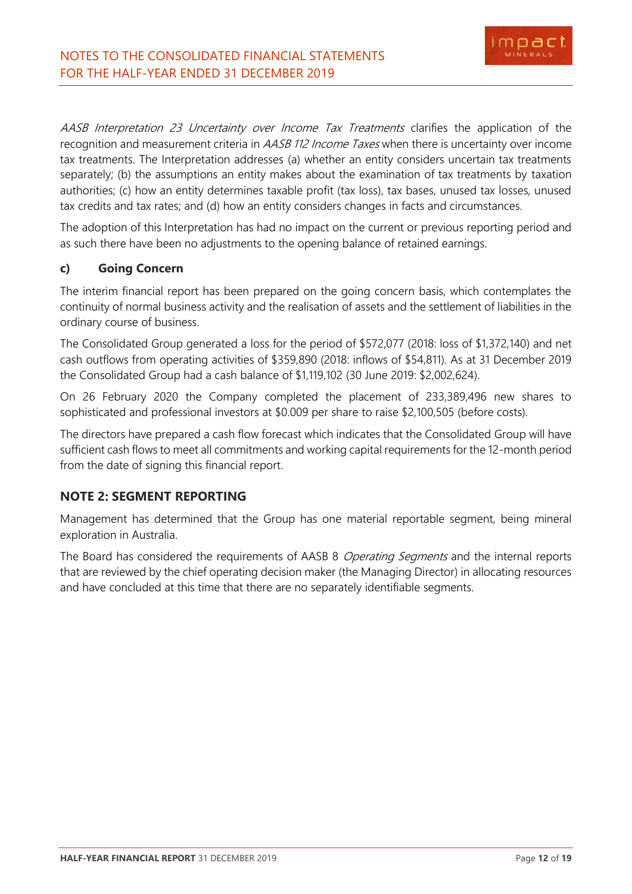*AASB Interpretation 23 Uncertainty over Income Tax Treatments* clarifies the application of the recognition and measurement criteria in *AASB 112 Income Taxes* when there is uncertainty over income tax treatments. The Interpretation addresses (a) whether an entity considers uncertain tax treatments separately; (b) the assumptions an entity makes about the examination of tax treatments by taxation authorities; (c) how an entity determines taxable profit (tax loss), tax bases, unused tax losses, unused tax credits and tax rates; and (d) how an entity considers changes in facts and circumstances.

The adoption of this Interpretation has had no impact on the current or previous reporting period and as such there have been no adjustments to the opening balance of retained earnings.

### c) Going Concern

The interim financial report has been prepared on the going concern basis, which contemplates the continuity of normal business activity and the realisation of assets and the settlement of liabilities in the ordinary course of business.

The Consolidated Group generated a loss for the period of $572,077 (2018: loss of $1,372,140) and net cash outflows from operating activities of $359,890 (2018: inflows of $54,811). As at 31 December 2019 the Consolidated Group had a cash balance of $1,119,102 (30 June 2019: $2,002,624).

On 26 February 2020 the Company completed the placement of 233,389,496 new shares to sophisticated and professional investors at $0.009 per share to raise $2,100,505 (before costs).

The directors have prepared a cash flow forecast which indicates that the Consolidated Group will have sufficient cash flows to meet all commitments and working capital requirements for the 12-month period from the date of signing this financial report.

## NOTE 2: SEGMENT REPORTING

Management has determined that the Group has one material reportable segment, being mineral exploration in Australia.

The Board has considered the requirements of AASB 8 *Operating Segments* and the internal reports that are reviewed by the chief operating decision maker (the Managing Director) in allocating resources and have concluded at this time that there are no separately identifiable segments.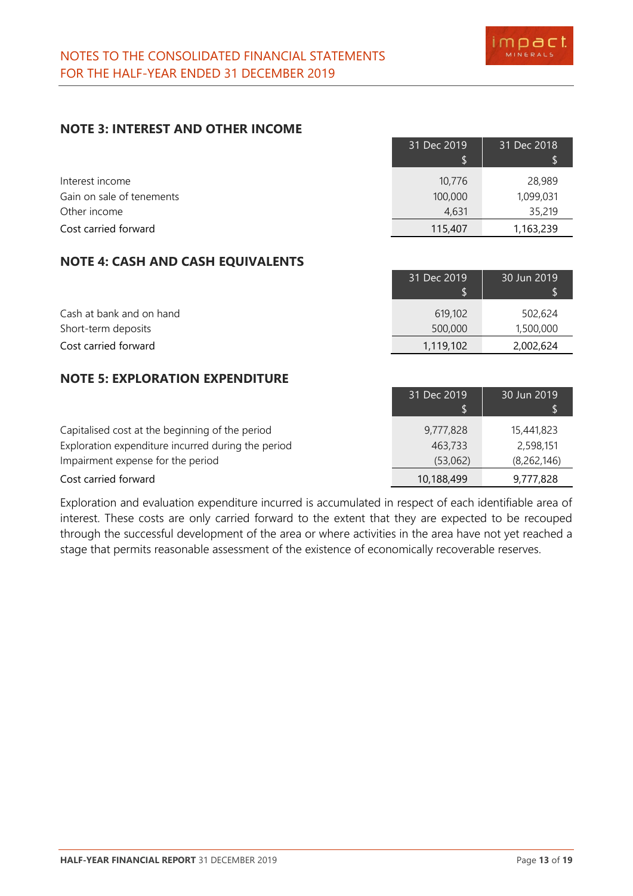## NOTE 3: INTEREST AND OTHER INCOME

| | 31 Dec 2019 $ | 31 Dec 2018 $ |
|---|---|---|
| Interest income | 10,776 | 28,989 |
| Gain on sale of tenements | 100,000 | 1,099,031 |
| Other income | 4,631 | 35,219 |
| Cost carried forward | 115,407 | 1,163,239 |

## NOTE 4: CASH AND CASH EQUIVALENTS

| | 31 Dec 2019 $ | 30 Jun 2019 $ |
|---|---|---|
| Cash at bank and on hand | 619,102 | 502,624 |
| Short-term deposits | 500,000 | 1,500,000 |
| Cost carried forward | 1,119,102 | 2,002,624 |

## NOTE 5: EXPLORATION EXPENDITURE

| | 31 Dec 2019 $ | 30 Jun 2019 $ |
|---|---|---|
| Capitalised cost at the beginning of the period | 9,777,828 | 15,441,823 |
| Exploration expenditure incurred during the period | 463,733 | 2,598,151 |
| Impairment expense for the period | (53,062) | (8,262,146) |
| Cost carried forward | 10,188,499 | 9,777,828 |

Exploration and evaluation expenditure incurred is accumulated in respect of each identifiable area of interest. These costs are only carried forward to the extent that they are expected to be recouped through the successful development of the area or where activities in the area have not yet reached a stage that permits reasonable assessment of the existence of economically recoverable reserves.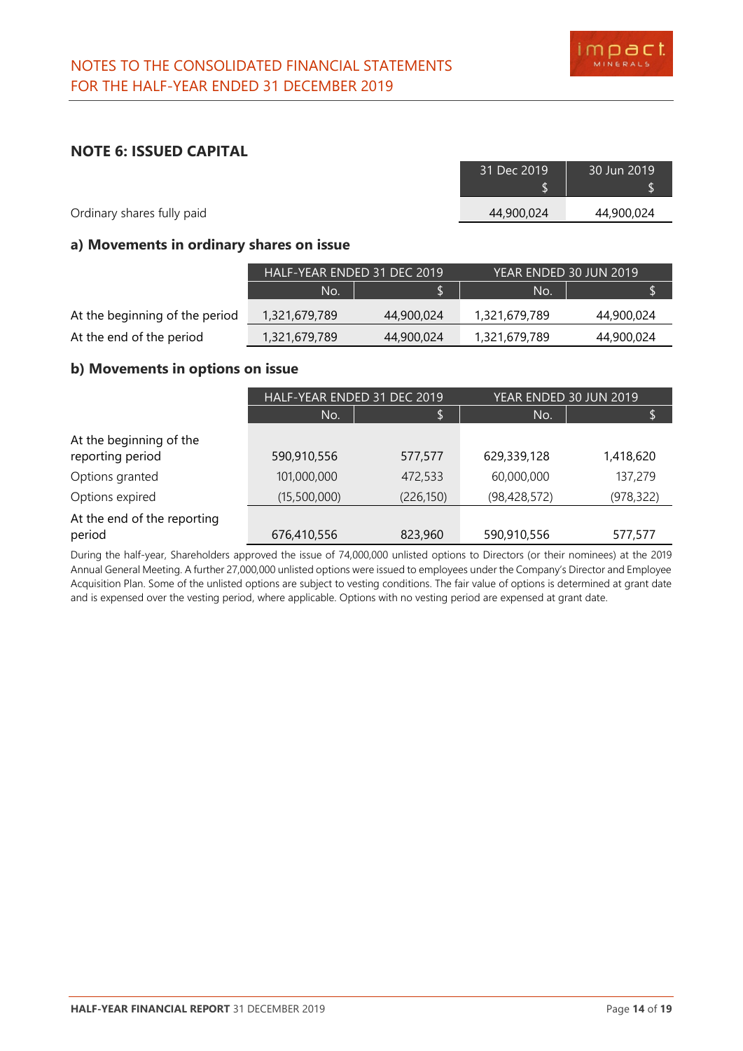## NOTE 6: ISSUED CAPITAL

| | 31 Dec 2019 $ | 30 Jun 2019 $ |
|---|---|---|
| Ordinary shares fully paid | 44,900,024 | 44,900,024 |

### a) Movements in ordinary shares on issue

| | HALF-YEAR ENDED 31 DEC 2019 | | YEAR ENDED 30 JUN 2019 | |
|---|---|---|---|---|
| | No. | $ | No. | $ |
| At the beginning of the period | 1,321,679,789 | 44,900,024 | 1,321,679,789 | 44,900,024 |
| At the end of the period | 1,321,679,789 | 44,900,024 | 1,321,679,789 | 44,900,024 |

### b) Movements in options on issue

| | HALF-YEAR ENDED 31 DEC 2019 | | YEAR ENDED 30 JUN 2019 | |
|---|---|---|---|---|
| | No. | $ | No. | $ |
| At the beginning of the reporting period | 590,910,556 | 577,577 | 629,339,128 | 1,418,620 |
| Options granted | 101,000,000 | 472,533 | 60,000,000 | 137,279 |
| Options expired | (15,500,000) | (226,150) | (98,428,572) | (978,322) |
| At the end of the reporting period | 676,410,556 | 823,960 | 590,910,556 | 577,577 |

During the half-year, Shareholders approved the issue of 74,000,000 unlisted options to Directors (or their nominees) at the 2019 Annual General Meeting. A further 27,000,000 unlisted options were issued to employees under the Company's Director and Employee Acquisition Plan. Some of the unlisted options are subject to vesting conditions. The fair value of options is determined at grant date and is expensed over the vesting period, where applicable. Options with no vesting period are expensed at grant date.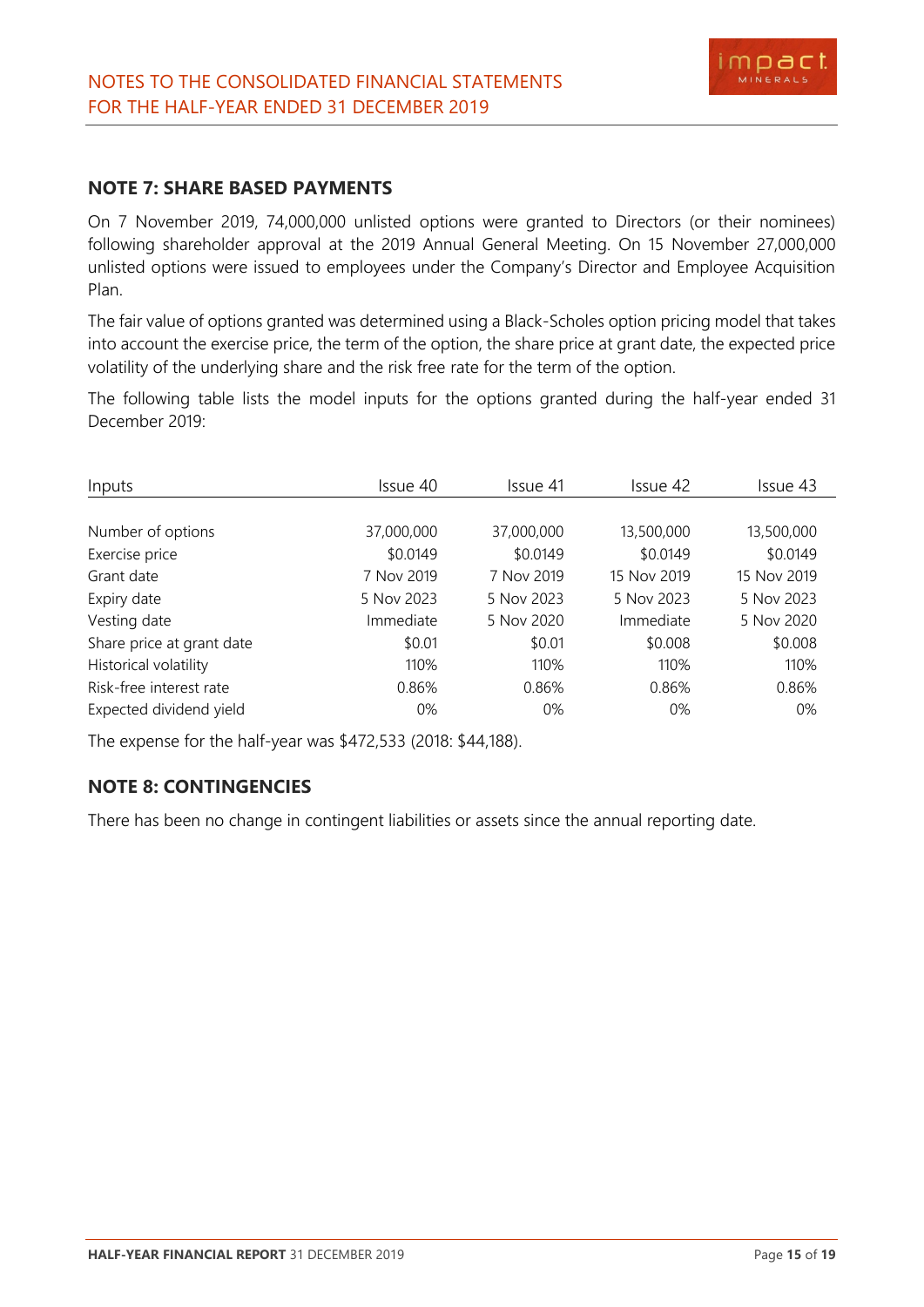## NOTE 7: SHARE BASED PAYMENTS

On 7 November 2019, 74,000,000 unlisted options were granted to Directors (or their nominees) following shareholder approval at the 2019 Annual General Meeting. On 15 November 27,000,000 unlisted options were issued to employees under the Company's Director and Employee Acquisition Plan.

The fair value of options granted was determined using a Black-Scholes option pricing model that takes into account the exercise price, the term of the option, the share price at grant date, the expected price volatility of the underlying share and the risk free rate for the term of the option.

The following table lists the model inputs for the options granted during the half-year ended 31 December 2019:

| Inputs | Issue 40 | Issue 41 | Issue 42 | Issue 43 |
|---|---|---|---|---|
| Number of options | 37,000,000 | 37,000,000 | 13,500,000 | 13,500,000 |
| Exercise price | $0.0149 | $0.0149 | $0.0149 | $0.0149 |
| Grant date | 7 Nov 2019 | 7 Nov 2019 | 15 Nov 2019 | 15 Nov 2019 |
| Expiry date | 5 Nov 2023 | 5 Nov 2023 | 5 Nov 2023 | 5 Nov 2023 |
| Vesting date | Immediate | 5 Nov 2020 | Immediate | 5 Nov 2020 |
| Share price at grant date | $0.01 | $0.01 | $0.008 | $0.008 |
| Historical volatility | 110% | 110% | 110% | 110% |
| Risk-free interest rate | 0.86% | 0.86% | 0.86% | 0.86% |
| Expected dividend yield | 0% | 0% | 0% | 0% |

The expense for the half-year was $472,533 (2018: $44,188).

## NOTE 8: CONTINGENCIES

There has been no change in contingent liabilities or assets since the annual reporting date.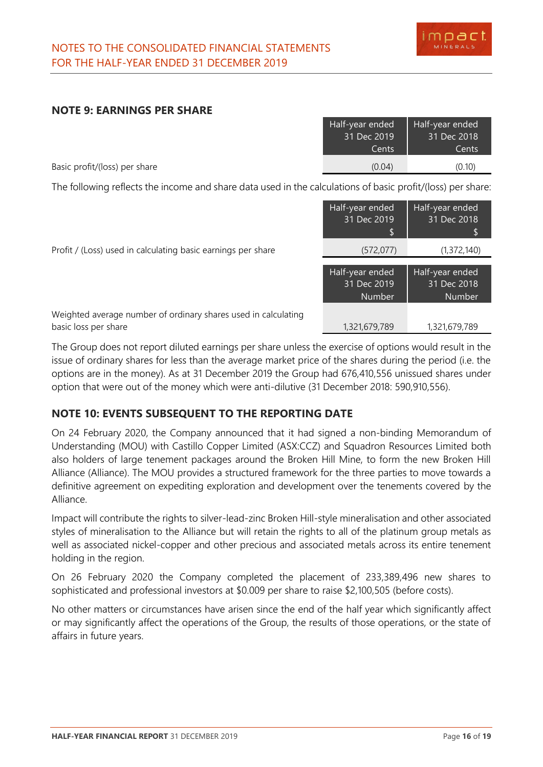## NOTE 9: EARNINGS PER SHARE

| | Half-year ended 31 Dec 2019 Cents | Half-year ended 31 Dec 2018 Cents |
|---|---|---|
| Basic profit/(loss) per share | (0.04) | (0.10) |

The following reflects the income and share data used in the calculations of basic profit/(loss) per share:

| | Half-year ended 31 Dec 2019 $ | Half-year ended 31 Dec 2018 $ |
|---|---|---|
| Profit / (Loss) used in calculating basic earnings per share | (572,077) | (1,372,140) |

| | Half-year ended 31 Dec 2019 Number | Half-year ended 31 Dec 2018 Number |
|---|---|---|
| Weighted average number of ordinary shares used in calculating basic loss per share | 1,321,679,789 | 1,321,679,789 |

The Group does not report diluted earnings per share unless the exercise of options would result in the issue of ordinary shares for less than the average market price of the shares during the period (i.e. the options are in the money). As at 31 December 2019 the Group had 676,410,556 unissued shares under option that were out of the money which were anti-dilutive (31 December 2018: 590,910,556).

## NOTE 10: EVENTS SUBSEQUENT TO THE REPORTING DATE

On 24 February 2020, the Company announced that it had signed a non-binding Memorandum of Understanding (MOU) with Castillo Copper Limited (ASX:CCZ) and Squadron Resources Limited both also holders of large tenement packages around the Broken Hill Mine, to form the new Broken Hill Alliance (Alliance). The MOU provides a structured framework for the three parties to move towards a definitive agreement on expediting exploration and development over the tenements covered by the Alliance.

Impact will contribute the rights to silver-lead-zinc Broken Hill-style mineralisation and other associated styles of mineralisation to the Alliance but will retain the rights to all of the platinum group metals as well as associated nickel-copper and other precious and associated metals across its entire tenement holding in the region.

On 26 February 2020 the Company completed the placement of 233,389,496 new shares to sophisticated and professional investors at $0.009 per share to raise $2,100,505 (before costs).

No other matters or circumstances have arisen since the end of the half year which significantly affect or may significantly affect the operations of the Group, the results of those operations, or the state of affairs in future years.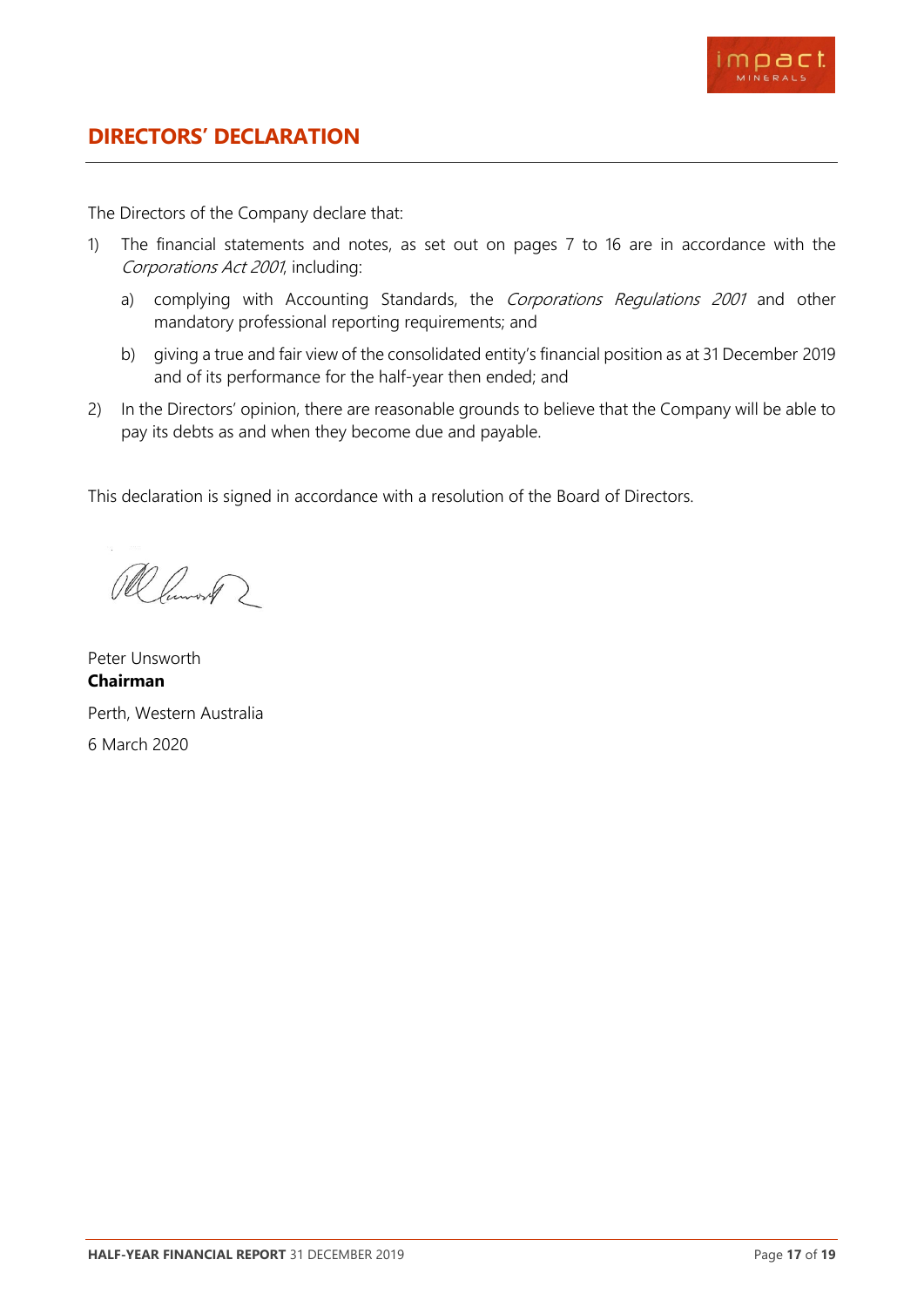## DIRECTORS' DECLARATION

The Directors of the Company declare that:

1) The financial statements and notes, as set out on pages 7 to 16 are in accordance with the *Corporations Act 2001*, including:

   a) complying with Accounting Standards, the *Corporations Regulations 2001* and other mandatory professional reporting requirements; and

   b) giving a true and fair view of the consolidated entity's financial position as at 31 December 2019 and of its performance for the half-year then ended; and

2) In the Directors' opinion, there are reasonable grounds to believe that the Company will be able to pay its debts as and when they become due and payable.

This declaration is signed in accordance with a resolution of the Board of Directors.

Peter Unsworth
**Chairman**

Perth, Western Australia

6 March 2020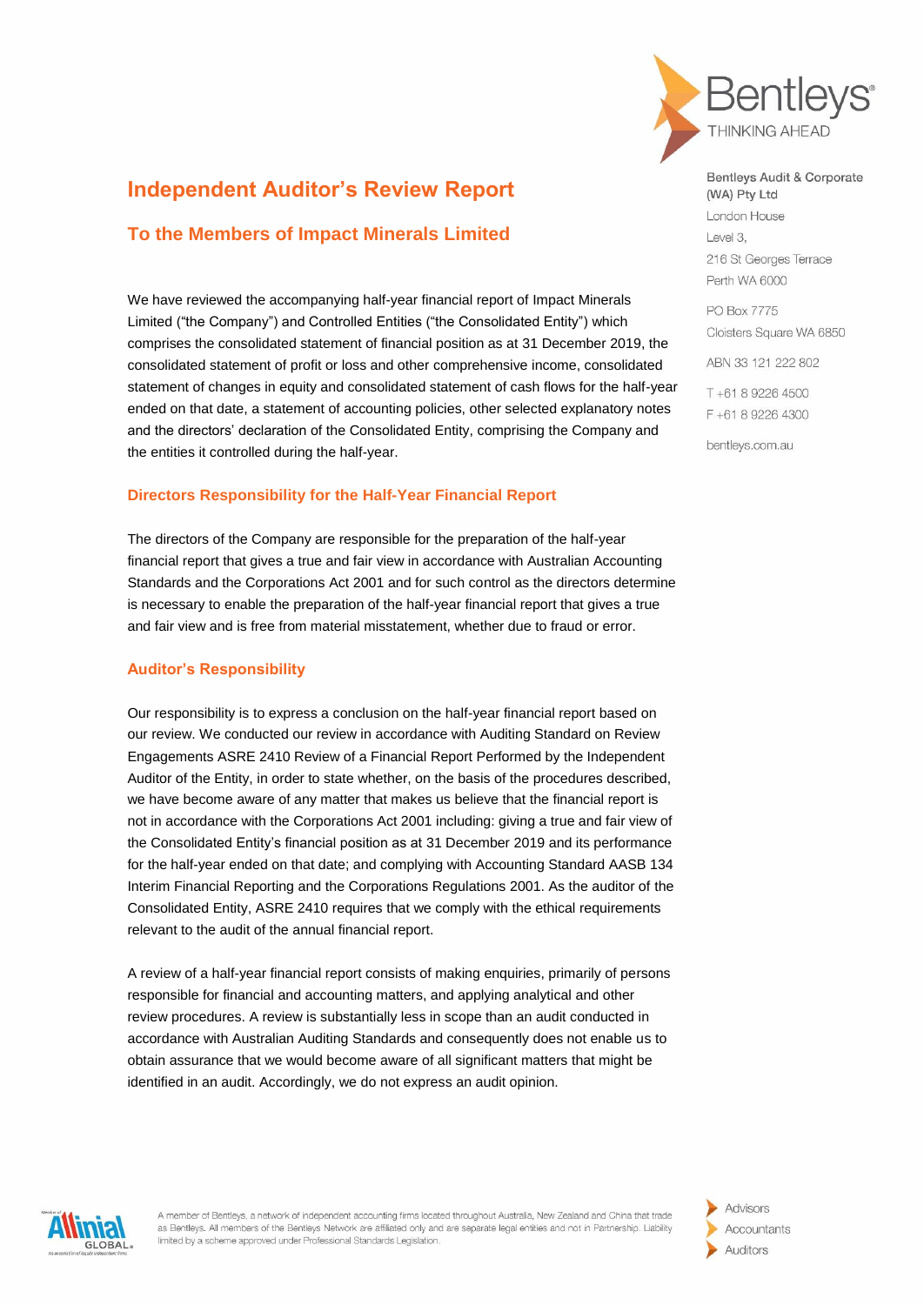# Independent Auditor's Review Report

## To the Members of Impact Minerals Limited

Bentleys Audit & Corporate (WA) Pty Ltd
London House
Level 3,
216 St Georges Terrace
Perth WA 6000

PO Box 7775
Cloisters Square WA 6850

ABN 33 121 222 802

T +61 8 9226 4500
F +61 8 9226 4300

bentleys.com.au

We have reviewed the accompanying half-year financial report of Impact Minerals Limited ("the Company") and Controlled Entities ("the Consolidated Entity") which comprises the consolidated statement of financial position as at 31 December 2019, the consolidated statement of profit or loss and other comprehensive income, consolidated statement of changes in equity and consolidated statement of cash flows for the half-year ended on that date, a statement of accounting policies, other selected explanatory notes and the directors' declaration of the Consolidated Entity, comprising the Company and the entities it controlled during the half-year.

### Directors Responsibility for the Half-Year Financial Report

The directors of the Company are responsible for the preparation of the half-year financial report that gives a true and fair view in accordance with Australian Accounting Standards and the Corporations Act 2001 and for such control as the directors determine is necessary to enable the preparation of the half-year financial report that gives a true and fair view and is free from material misstatement, whether due to fraud or error.

### Auditor's Responsibility

Our responsibility is to express a conclusion on the half-year financial report based on our review. We conducted our review in accordance with Auditing Standard on Review Engagements ASRE 2410 Review of a Financial Report Performed by the Independent Auditor of the Entity, in order to state whether, on the basis of the procedures described, we have become aware of any matter that makes us believe that the financial report is not in accordance with the Corporations Act 2001 including: giving a true and fair view of the Consolidated Entity's financial position as at 31 December 2019 and its performance for the half-year ended on that date; and complying with Accounting Standard AASB 134 Interim Financial Reporting and the Corporations Regulations 2001. As the auditor of the Consolidated Entity, ASRE 2410 requires that we comply with the ethical requirements relevant to the audit of the annual financial report.

A review of a half-year financial report consists of making enquiries, primarily of persons responsible for financial and accounting matters, and applying analytical and other review procedures. A review is substantially less in scope than an audit conducted in accordance with Australian Auditing Standards and consequently does not enable us to obtain assurance that we would become aware of all significant matters that might be identified in an audit. Accordingly, we do not express an audit opinion.

A member of Bentleys, a network of independent accounting firms located throughout Australia, New Zealand and China that trade as Bentleys. All members of the Bentleys Network are affiliated only and are separate legal entities and not in Partnership. Liability limited by a scheme approved under Professional Standards Legislation.

Advisors
Accountants
Auditors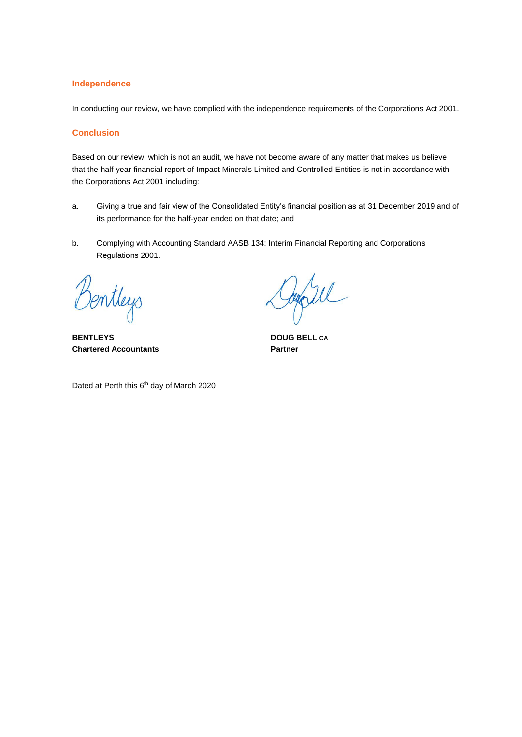## Independence

In conducting our review, we have complied with the independence requirements of the Corporations Act 2001.

## Conclusion

Based on our review, which is not an audit, we have not become aware of any matter that makes us believe that the half-year financial report of Impact Minerals Limited and Controlled Entities is not in accordance with the Corporations Act 2001 including:

a. Giving a true and fair view of the Consolidated Entity's financial position as at 31 December 2019 and of its performance for the half-year ended on that date; and

b. Complying with Accounting Standard AASB 134: Interim Financial Reporting and Corporations Regulations 2001.

**BENTLEYS**
**Chartered Accountants**

**DOUG BELL CA**
**Partner**

Dated at Perth this 6th day of March 2020